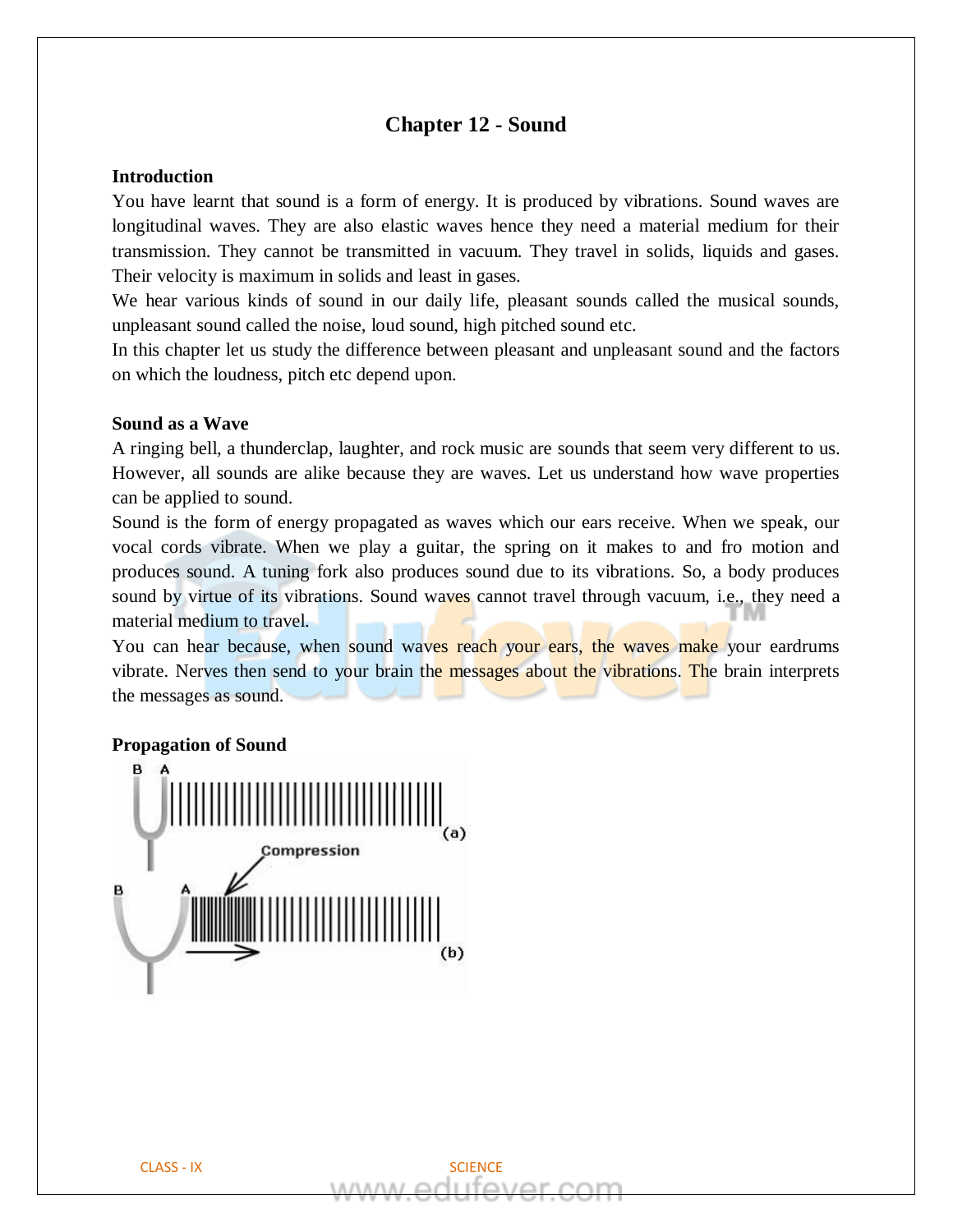# Chapter 12 - Sound

## Introduction

You have learnt that sound is a form of energy. It is produced by vibrations. Sound waves are longitudinal waves. They are also elastic waves hence they need a material medium for their transmission. They cannot be transmitted in vacuum. They travel in solids, liquids and gases. Their velocity is maximum in solids and least in gases.

We hear various kinds of sound in our daily life, pleasant sounds called the musical sounds, unpleasant sound called the noise, loud sound, high pitched sound etc.

In this chapter let us study the difference between pleasant and unpleasant sound and the factors on which the loudness, pitch etc depend upon.

## Sound as a Wave

A ringing bell, a thunderclap, laughter, and rock music are sounds that seem very different to us. However, all sounds are alike because they are waves. Let us understand how wave properties can be applied to sound.

Sound is the form of energy propagated as waves which our ears receive. When we speak, our vocal cords vibrate. When we play a guitar, the spring on it makes to and fro motion and produces sound. A tuning fork also produces sound due to its vibrations. So, a body produces sound by virtue of its vibrations. Sound waves cannot travel through vacuum, i.e., they need a material medium to travel.

You can hear because, when sound waves reach your ears, the waves make your eardrums vibrate. Nerves then send to your brain the messages about the vibrations. The brain interprets the messages as sound.

## Propagation of Sound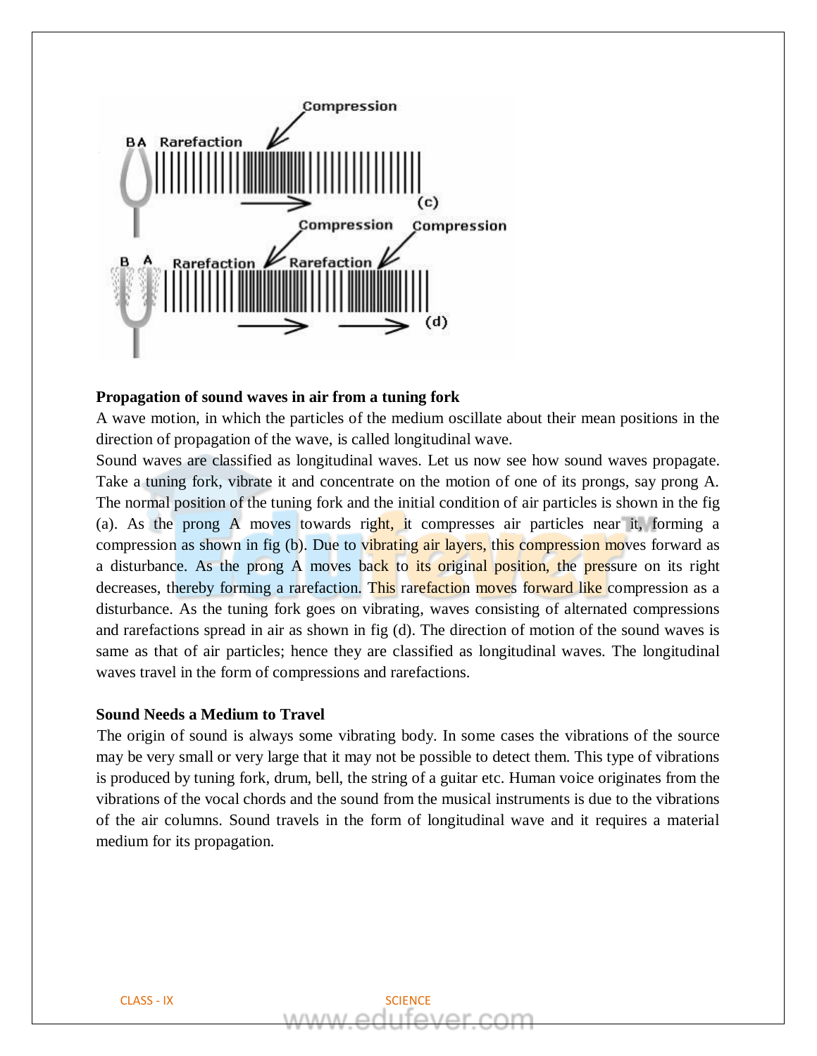## Propagation of sound waves in air from a tuning fork

A wave motion, in which the particles of the medium oscillate about their mean positions in the direction of propagation of the wave, is called longitudinal wave.

Sound waves are classified as longitudinal waves. Let us now see how sound waves propagate. Take a tuning fork, vibrate it and concentrate on the motion of one of its prongs, say prong A. The normal position of the tuning fork and the initial condition of air particles is shown in the fig (a). As the prong A moves towards right, it compresses air particles near it, forming a compression as shown in fig (b). Due to vibrating air layers, this compression moves forward as a disturbance. As the prong A moves back to its original position, the pressure on its right decreases, thereby forming a rarefaction. This rarefaction moves forward like compression as a disturbance. As the tuning fork goes on vibrating, waves consisting of alternated compressions and rarefactions spread in air as shown in fig (d). The direction of motion of the sound waves is same as that of air particles; hence they are classified as longitudinal waves. The longitudinal waves travel in the form of compressions and rarefactions.

## Sound Needs a Medium to Travel

The origin of sound is always some vibrating body. In some cases the vibrations of the source may be very small or very large that it may not be possible to detect them. This type of vibrations is produced by tuning fork, drum, bell, the string of a guitar etc. Human voice originates from the vibrations of the vocal chords and the sound from the musical instruments is due to the vibrations of the air columns. Sound travels in the form of longitudinal wave and it requires a material medium for its propagation.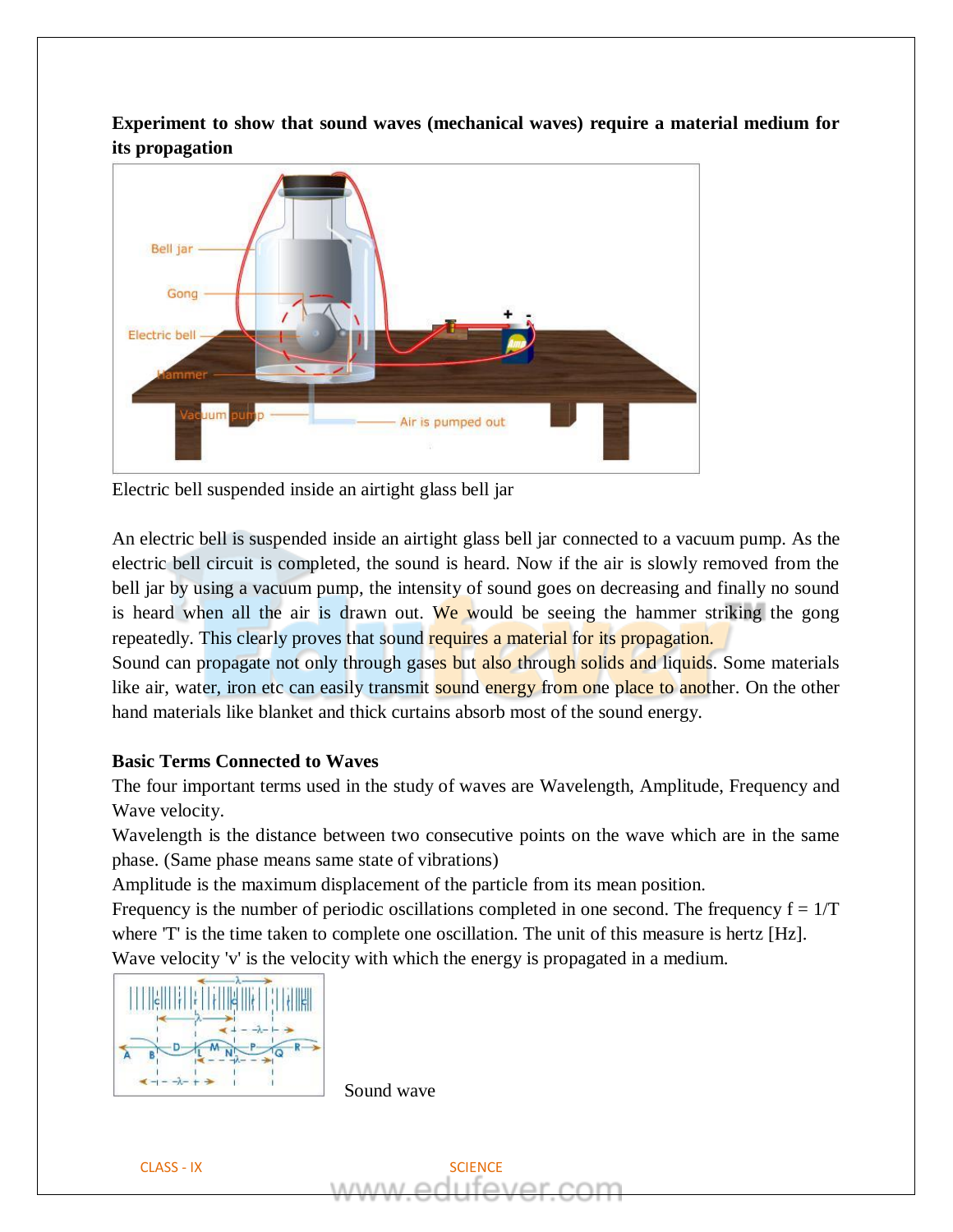**Experiment to show that sound waves (mechanical waves) require a material medium for its propagation**

Electric bell suspended inside an airtight glass bell jar

An electric bell is suspended inside an airtight glass bell jar connected to a vacuum pump. As the electric bell circuit is completed, the sound is heard. Now if the air is slowly removed from the bell jar by using a vacuum pump, the intensity of sound goes on decreasing and finally no sound is heard when all the air is drawn out. We would be seeing the hammer striking the gong repeatedly. This clearly proves that sound requires a material for its propagation.

Sound can propagate not only through gases but also through solids and liquids. Some materials like air, water, iron etc can easily transmit sound energy from one place to another. On the other hand materials like blanket and thick curtains absorb most of the sound energy.

**Basic Terms Connected to Waves**

The four important terms used in the study of waves are Wavelength, Amplitude, Frequency and Wave velocity.

Wavelength is the distance between two consecutive points on the wave which are in the same phase. (Same phase means same state of vibrations)

Amplitude is the maximum displacement of the particle from its mean position.

Frequency is the number of periodic oscillations completed in one second. The frequency $f = 1/T$ where 'T' is the time taken to complete one oscillation. The unit of this measure is hertz [Hz].

Wave velocity 'v' is the velocity with which the energy is propagated in a medium.

Sound wave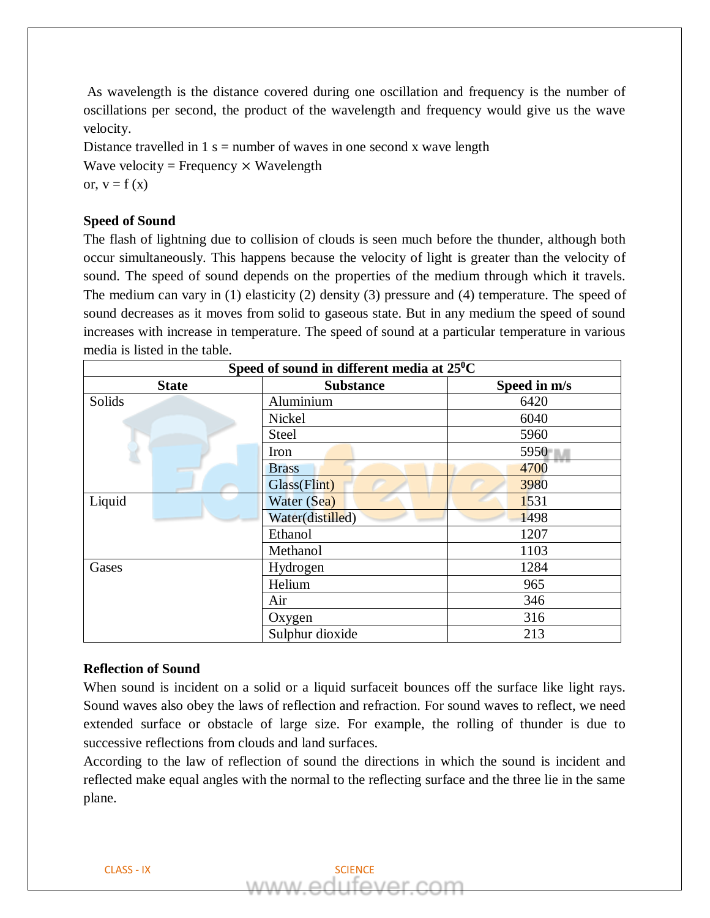As wavelength is the distance covered during one oscillation and frequency is the number of oscillations per second, the product of the wavelength and frequency would give us the wave velocity.

Distance travelled in 1 s = number of waves in one second x wave length

Wave velocity = Frequency × Wavelength

or, v = f (x)

**Speed of Sound**

The flash of lightning due to collision of clouds is seen much before the thunder, although both occur simultaneously. This happens because the velocity of light is greater than the velocity of sound. The speed of sound depends on the properties of the medium through which it travels. The medium can vary in (1) elasticity (2) density (3) pressure and (4) temperature. The speed of sound decreases as it moves from solid to gaseous state. But in any medium the speed of sound increases with increase in temperature. The speed of sound at a particular temperature in various media is listed in the table.

| **Speed of sound in different media at $25^0$C** | | |
|---|---|---|
| **State** | **Substance** | **Speed in m/s** |
| Solids | Aluminium | 6420 |
| | Nickel | 6040 |
| | Steel | 5960 |
| | Iron | 5950 |
| | Brass | 4700 |
| | Glass(Flint) | 3980 |
| Liquid | Water (Sea) | 1531 |
| | Water(distilled) | 1498 |
| | Ethanol | 1207 |
| | Methanol | 1103 |
| Gases | Hydrogen | 1284 |
| | Helium | 965 |
| | Air | 346 |
| | Oxygen | 316 |
| | Sulphur dioxide | 213 |

**Reflection of Sound**

When sound is incident on a solid or a liquid surfaceit bounces off the surface like light rays. Sound waves also obey the laws of reflection and refraction. For sound waves to reflect, we need extended surface or obstacle of large size. For example, the rolling of thunder is due to successive reflections from clouds and land surfaces.

According to the law of reflection of sound the directions in which the sound is incident and reflected make equal angles with the normal to the reflecting surface and the three lie in the same plane.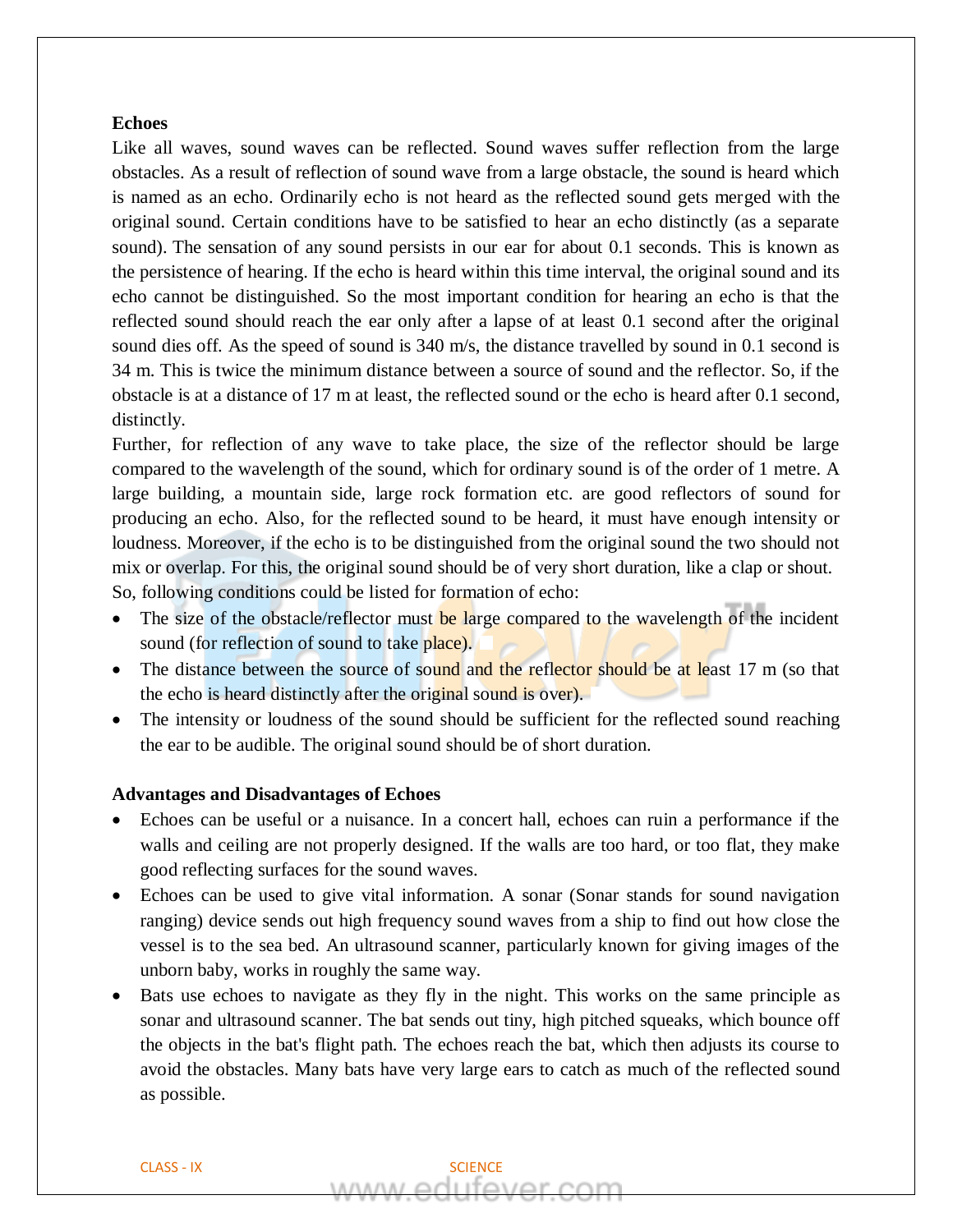**Echoes**

Like all waves, sound waves can be reflected. Sound waves suffer reflection from the large obstacles. As a result of reflection of sound wave from a large obstacle, the sound is heard which is named as an echo. Ordinarily echo is not heard as the reflected sound gets merged with the original sound. Certain conditions have to be satisfied to hear an echo distinctly (as a separate sound). The sensation of any sound persists in our ear for about 0.1 seconds. This is known as the persistence of hearing. If the echo is heard within this time interval, the original sound and its echo cannot be distinguished. So the most important condition for hearing an echo is that the reflected sound should reach the ear only after a lapse of at least 0.1 second after the original sound dies off. As the speed of sound is 340 m/s, the distance travelled by sound in 0.1 second is 34 m. This is twice the minimum distance between a source of sound and the reflector. So, if the obstacle is at a distance of 17 m at least, the reflected sound or the echo is heard after 0.1 second, distinctly.

Further, for reflection of any wave to take place, the size of the reflector should be large compared to the wavelength of the sound, which for ordinary sound is of the order of 1 metre. A large building, a mountain side, large rock formation etc. are good reflectors of sound for producing an echo. Also, for the reflected sound to be heard, it must have enough intensity or loudness. Moreover, if the echo is to be distinguished from the original sound the two should not mix or overlap. For this, the original sound should be of very short duration, like a clap or shout.

So, following conditions could be listed for formation of echo:

- The size of the obstacle/reflector must be large compared to the wavelength of the incident sound (for reflection of sound to take place).
- The distance between the source of sound and the reflector should be at least 17 m (so that the echo is heard distinctly after the original sound is over).
- The intensity or loudness of the sound should be sufficient for the reflected sound reaching the ear to be audible. The original sound should be of short duration.

**Advantages and Disadvantages of Echoes**

- Echoes can be useful or a nuisance. In a concert hall, echoes can ruin a performance if the walls and ceiling are not properly designed. If the walls are too hard, or too flat, they make good reflecting surfaces for the sound waves.
- Echoes can be used to give vital information. A sonar (Sonar stands for sound navigation ranging) device sends out high frequency sound waves from a ship to find out how close the vessel is to the sea bed. An ultrasound scanner, particularly known for giving images of the unborn baby, works in roughly the same way.
- Bats use echoes to navigate as they fly in the night. This works on the same principle as sonar and ultrasound scanner. The bat sends out tiny, high pitched squeaks, which bounce off the objects in the bat's flight path. The echoes reach the bat, which then adjusts its course to avoid the obstacles. Many bats have very large ears to catch as much of the reflected sound as possible.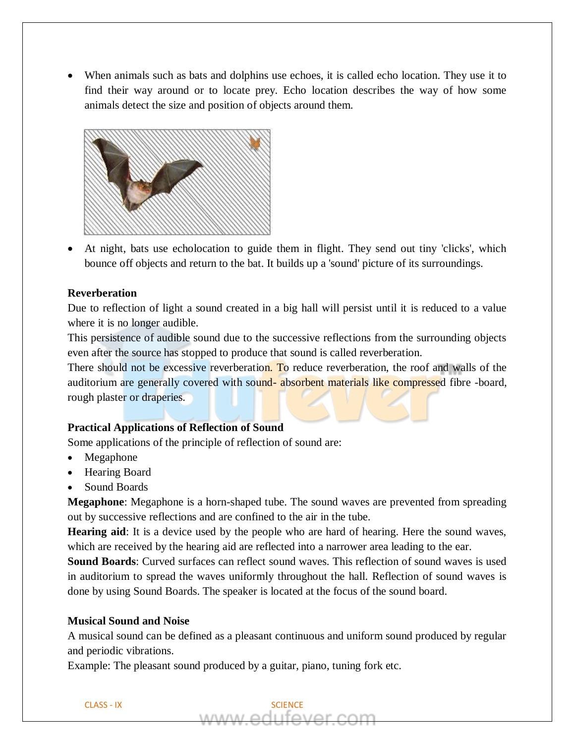- When animals such as bats and dolphins use echoes, it is called echo location. They use it to find their way around or to locate prey. Echo location describes the way of how some animals detect the size and position of objects around them.

- At night, bats use echolocation to guide them in flight. They send out tiny 'clicks', which bounce off objects and return to the bat. It builds up a 'sound' picture of its surroundings.

**Reverberation**

Due to reflection of light a sound created in a big hall will persist until it is reduced to a value where it is no longer audible.

This persistence of audible sound due to the successive reflections from the surrounding objects even after the source has stopped to produce that sound is called reverberation.

There should not be excessive reverberation. To reduce reverberation, the roof and walls of the auditorium are generally covered with sound- absorbent materials like compressed fibre -board, rough plaster or draperies.

**Practical Applications of Reflection of Sound**

Some applications of the principle of reflection of sound are:

- Megaphone
- Hearing Board
- Sound Boards

**Megaphone**: Megaphone is a horn-shaped tube. The sound waves are prevented from spreading out by successive reflections and are confined to the air in the tube.

**Hearing aid**: It is a device used by the people who are hard of hearing. Here the sound waves, which are received by the hearing aid are reflected into a narrower area leading to the ear.

**Sound Boards**: Curved surfaces can reflect sound waves. This reflection of sound waves is used in auditorium to spread the waves uniformly throughout the hall. Reflection of sound waves is done by using Sound Boards. The speaker is located at the focus of the sound board.

**Musical Sound and Noise**

A musical sound can be defined as a pleasant continuous and uniform sound produced by regular and periodic vibrations.

Example: The pleasant sound produced by a guitar, piano, tuning fork etc.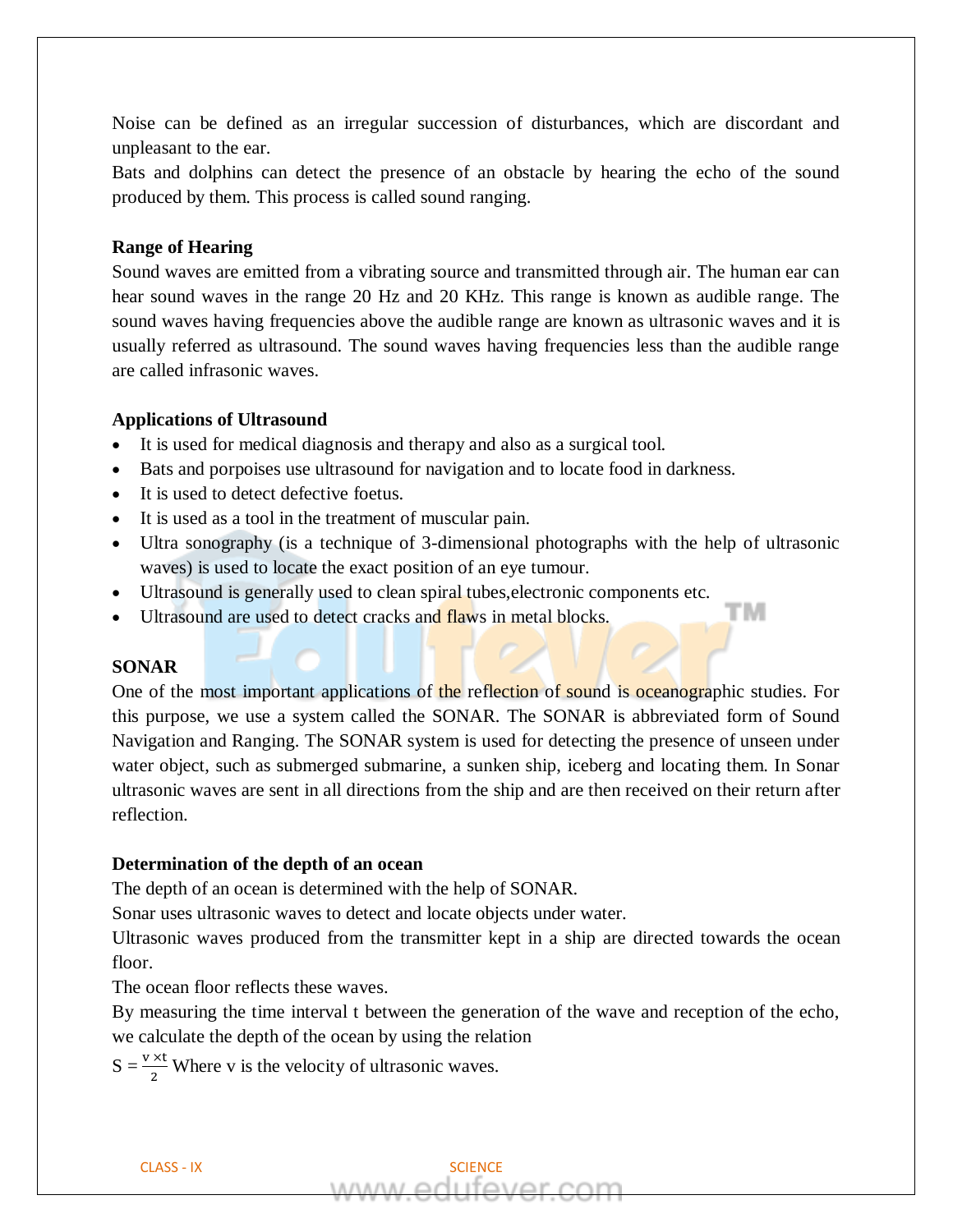Noise can be defined as an irregular succession of disturbances, which are discordant and unpleasant to the ear.

Bats and dolphins can detect the presence of an obstacle by hearing the echo of the sound produced by them. This process is called sound ranging.

**Range of Hearing**

Sound waves are emitted from a vibrating source and transmitted through air. The human ear can hear sound waves in the range 20 Hz and 20 KHz. This range is known as audible range. The sound waves having frequencies above the audible range are known as ultrasonic waves and it is usually referred as ultrasound. The sound waves having frequencies less than the audible range are called infrasonic waves.

**Applications of Ultrasound**

- It is used for medical diagnosis and therapy and also as a surgical tool.
- Bats and porpoises use ultrasound for navigation and to locate food in darkness.
- It is used to detect defective foetus.
- It is used as a tool in the treatment of muscular pain.
- Ultra sonography (is a technique of 3-dimensional photographs with the help of ultrasonic waves) is used to locate the exact position of an eye tumour.
- Ultrasound is generally used to clean spiral tubes,electronic components etc.
- Ultrasound are used to detect cracks and flaws in metal blocks.

**SONAR**

One of the most important applications of the reflection of sound is oceanographic studies. For this purpose, we use a system called the SONAR. The SONAR is abbreviated form of Sound Navigation and Ranging. The SONAR system is used for detecting the presence of unseen under water object, such as submerged submarine, a sunken ship, iceberg and locating them. In Sonar ultrasonic waves are sent in all directions from the ship and are then received on their return after reflection.

**Determination of the depth of an ocean**

The depth of an ocean is determined with the help of SONAR.

Sonar uses ultrasonic waves to detect and locate objects under water.

Ultrasonic waves produced from the transmitter kept in a ship are directed towards the ocean floor.

The ocean floor reflects these waves.

By measuring the time interval t between the generation of the wave and reception of the echo, we calculate the depth of the ocean by using the relation

$S = \frac{v \times t}{2}$ Where v is the velocity of ultrasonic waves.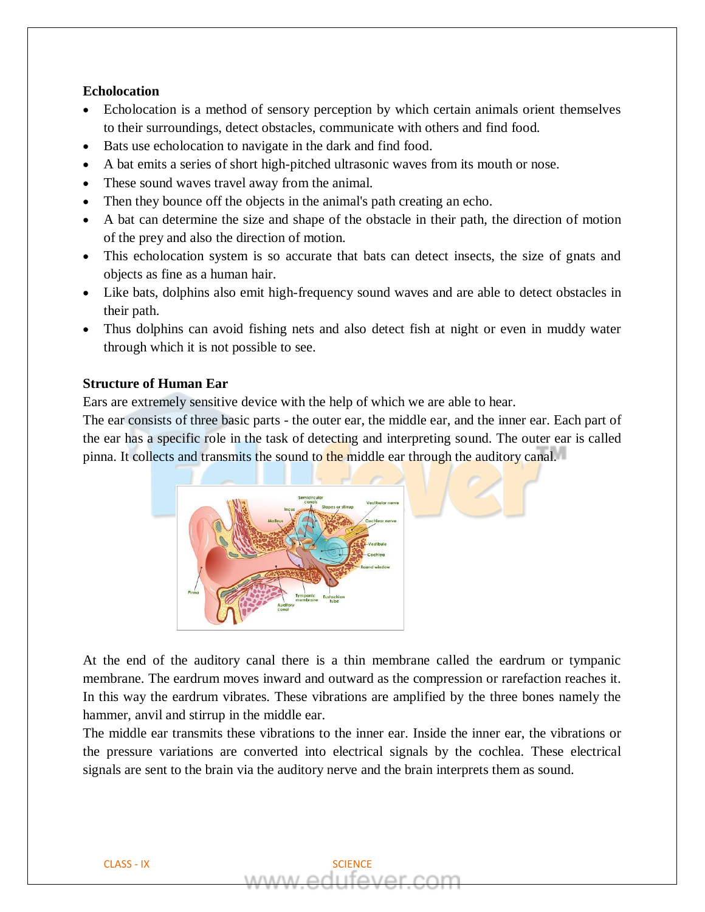**Echolocation**

- Echolocation is a method of sensory perception by which certain animals orient themselves to their surroundings, detect obstacles, communicate with others and find food.
- Bats use echolocation to navigate in the dark and find food.
- A bat emits a series of short high-pitched ultrasonic waves from its mouth or nose.
- These sound waves travel away from the animal.
- Then they bounce off the objects in the animal's path creating an echo.
- A bat can determine the size and shape of the obstacle in their path, the direction of motion of the prey and also the direction of motion.
- This echolocation system is so accurate that bats can detect insects, the size of gnats and objects as fine as a human hair.
- Like bats, dolphins also emit high-frequency sound waves and are able to detect obstacles in their path.
- Thus dolphins can avoid fishing nets and also detect fish at night or even in muddy water through which it is not possible to see.

**Structure of Human Ear**

Ears are extremely sensitive device with the help of which we are able to hear.

The ear consists of three basic parts - the outer ear, the middle ear, and the inner ear. Each part of the ear has a specific role in the task of detecting and interpreting sound. The outer ear is called pinna. It collects and transmits the sound to the middle ear through the auditory canal.

Semicircular canals
Incus
Stapes or stirrup
Vestibular nerve
Malleus
Cochlear nerve
Vestibule
Cochlea
Round window
Pinna
Tympanic membrane
Eustachian tube
Auditory canal

At the end of the auditory canal there is a thin membrane called the eardrum or tympanic membrane. The eardrum moves inward and outward as the compression or rarefaction reaches it. In this way the eardrum vibrates. These vibrations are amplified by the three bones namely the hammer, anvil and stirrup in the middle ear.

The middle ear transmits these vibrations to the inner ear. Inside the inner ear, the vibrations or the pressure variations are converted into electrical signals by the cochlea. These electrical signals are sent to the brain via the auditory nerve and the brain interprets them as sound.